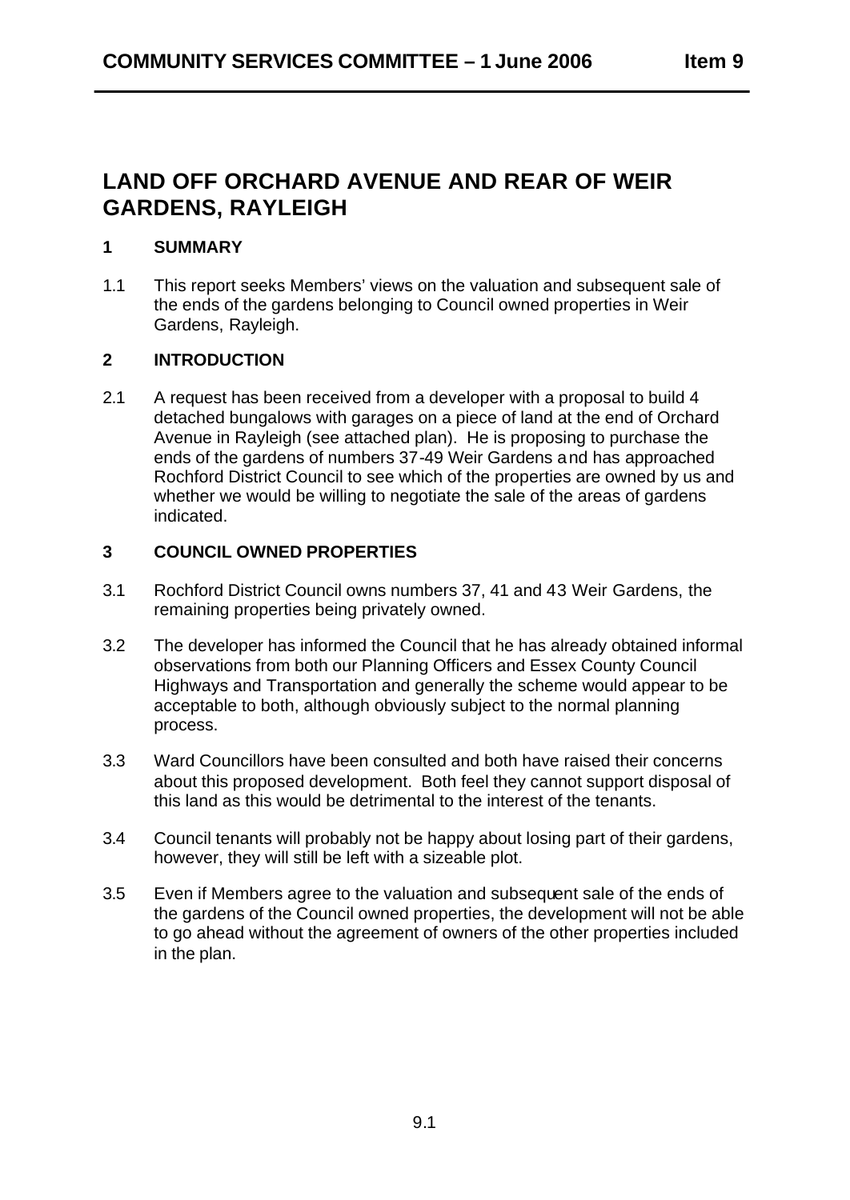# LAND OFF ORCHARD AVENUE AND REAR OF WEIR GARDENS, RAYLEIGH

## 1 SUMMARY

1.1 This report seeks Members' views on the valuation and subsequent sale of the ends of the gardens belonging to Council owned properties in Weir Gardens, Rayleigh.

## 2 INTRODUCTION

2.1 A request has been received from a developer with a proposal to build 4 detached bungalows with garages on a piece of land at the end of Orchard Avenue in Rayleigh (see attached plan). He is proposing to purchase the ends of the gardens of numbers 37-49 Weir Gardens and has approached Rochford District Council to see which of the properties are owned by us and whether we would be willing to negotiate the sale of the areas of gardens indicated.

## 3 COUNCIL OWNED PROPERTIES

3.1 Rochford District Council owns numbers 37, 41 and 43 Weir Gardens, the remaining properties being privately owned.

3.2 The developer has informed the Council that he has already obtained informal observations from both our Planning Officers and Essex County Council Highways and Transportation and generally the scheme would appear to be acceptable to both, although obviously subject to the normal planning process.

3.3 Ward Councillors have been consulted and both have raised their concerns about this proposed development. Both feel they cannot support disposal of this land as this would be detrimental to the interest of the tenants.

3.4 Council tenants will probably not be happy about losing part of their gardens, however, they will still be left with a sizeable plot.

3.5 Even if Members agree to the valuation and subsequent sale of the ends of the gardens of the Council owned properties, the development will not be able to go ahead without the agreement of owners of the other properties included in the plan.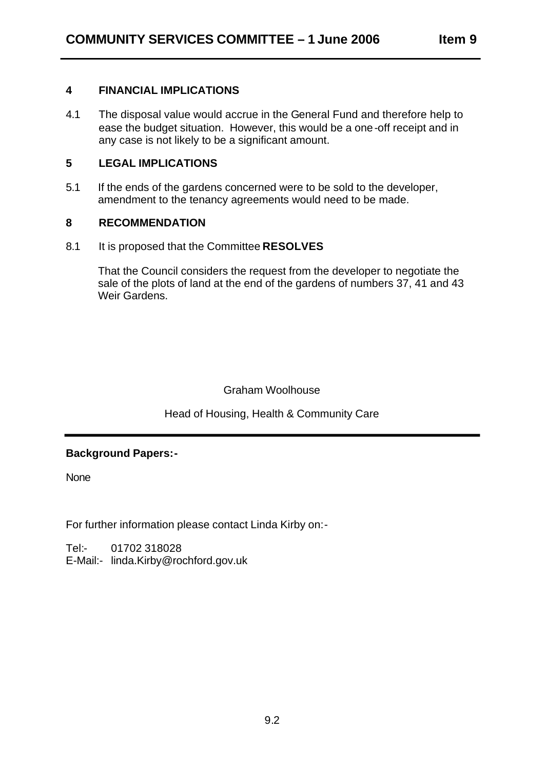## 4 FINANCIAL IMPLICATIONS

4.1 The disposal value would accrue in the General Fund and therefore help to ease the budget situation. However, this would be a one-off receipt and in any case is not likely to be a significant amount.

## 5 LEGAL IMPLICATIONS

5.1 If the ends of the gardens concerned were to be sold to the developer, amendment to the tenancy agreements would need to be made.

## 8 RECOMMENDATION

8.1 It is proposed that the Committee **RESOLVES**

That the Council considers the request from the developer to negotiate the sale of the plots of land at the end of the gardens of numbers 37, 41 and 43 Weir Gardens.

Graham Woolhouse

Head of Housing, Health & Community Care

---

**Background Papers:-**

None

For further information please contact Linda Kirby on:-

Tel:- 01702 318028
E-Mail:- linda.Kirby@rochford.gov.uk